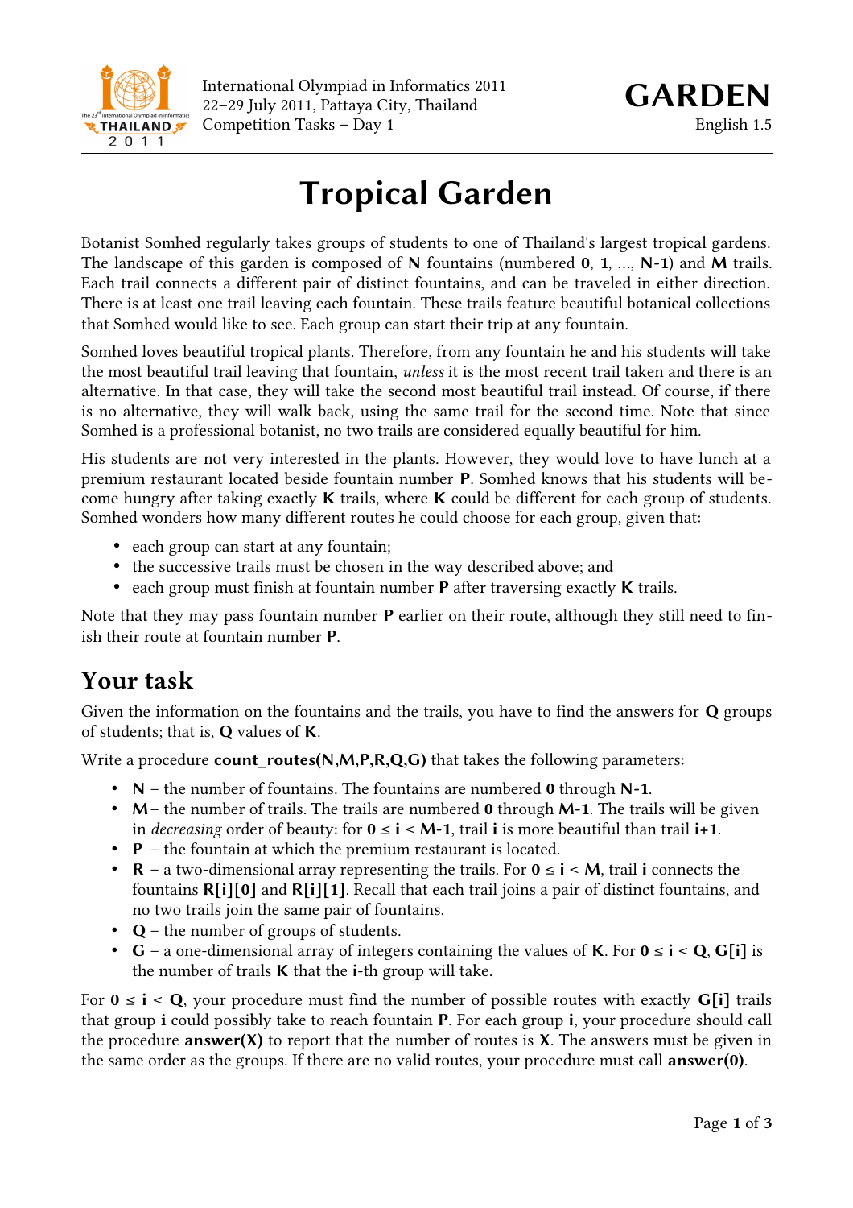# Tropical Garden

Botanist Somhed regularly takes groups of students to one of Thailand's largest tropical gardens. The landscape of this garden is composed of **N** fountains (numbered **0**, **1**, ..., **N-1**) and **M** trails. Each trail connects a different pair of distinct fountains, and can be traveled in either direction. There is at least one trail leaving each fountain. These trails feature beautiful botanical collections that Somhed would like to see. Each group can start their trip at any fountain.

Somhed loves beautiful tropical plants. Therefore, from any fountain he and his students will take the most beautiful trail leaving that fountain, *unless* it is the most recent trail taken and there is an alternative. In that case, they will take the second most beautiful trail instead. Of course, if there is no alternative, they will walk back, using the same trail for the second time. Note that since Somhed is a professional botanist, no two trails are considered equally beautiful for him.

His students are not very interested in the plants. However, they would love to have lunch at a premium restaurant located beside fountain number **P**. Somhed knows that his students will become hungry after taking exactly **K** trails, where **K** could be different for each group of students. Somhed wonders how many different routes he could choose for each group, given that:

- each group can start at any fountain;
- the successive trails must be chosen in the way described above; and
- each group must finish at fountain number **P** after traversing exactly **K** trails.

Note that they may pass fountain number **P** earlier on their route, although they still need to finish their route at fountain number **P**.

## Your task

Given the information on the fountains and the trails, you have to find the answers for **Q** groups of students; that is, **Q** values of **K**.

Write a procedure **count_routes(N,M,P,R,Q,G)** that takes the following parameters:

- **N** – the number of fountains. The fountains are numbered **0** through **N-1**.
- **M** – the number of trails. The trails are numbered **0** through **M-1**. The trails will be given in *decreasing* order of beauty: for **0** ≤ **i** < **M-1**, trail **i** is more beautiful than trail **i+1**.
- **P** – the fountain at which the premium restaurant is located.
- **R** – a two-dimensional array representing the trails. For **0** ≤ **i** < **M**, trail **i** connects the fountains **R[i][0]** and **R[i][1]**. Recall that each trail joins a pair of distinct fountains, and no two trails join the same pair of fountains.
- **Q** – the number of groups of students.
- **G** – a one-dimensional array of integers containing the values of **K**. For **0** ≤ **i** < **Q**, **G[i]** is the number of trails **K** that the **i**-th group will take.

For **0** ≤ **i** < **Q**, your procedure must find the number of possible routes with exactly **G[i]** trails that group **i** could possibly take to reach fountain **P**. For each group **i**, your procedure should call the procedure **answer(X)** to report that the number of routes is **X**. The answers must be given in the same order as the groups. If there are no valid routes, your procedure must call **answer(0)**.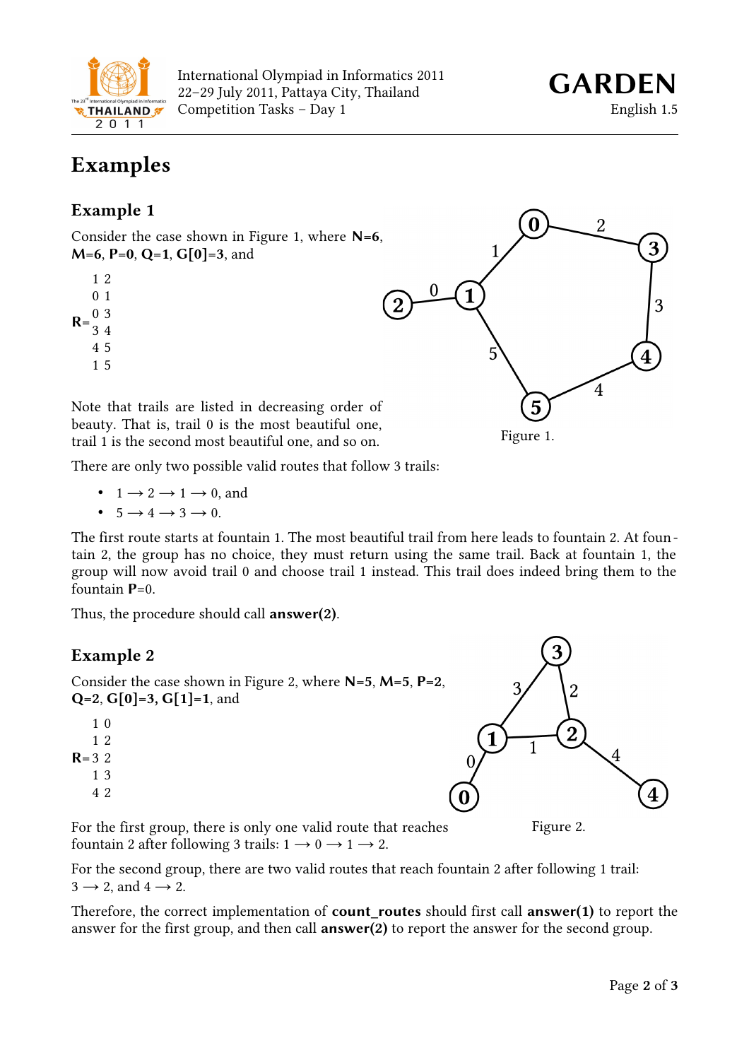# Examples

## Example 1

Consider the case shown in Figure 1, where **N**=6, **M**=6, **P**=0, **Q**=1, **G[0]**=3, and

```
    1 2
    0 1
    0 3
R=  3 4
    4 5
    1 5
```

Note that trails are listed in decreasing order of beauty. That is, trail 0 is the most beautiful one, trail 1 is the second most beautiful one, and so on.

Figure 1.

There are only two possible valid routes that follow 3 trails:

- 1 ⟶ 2 ⟶ 1 ⟶ 0, and
- 5 ⟶ 4 ⟶ 3 ⟶ 0.

The first route starts at fountain 1. The most beautiful trail from here leads to fountain 2. At fountain 2, the group has no choice, they must return using the same trail. Back at fountain 1, the group will now avoid trail 0 and choose trail 1 instead. This trail does indeed bring them to the fountain **P**=0.

Thus, the procedure should call **answer(2)**.

## Example 2

Consider the case shown in Figure 2, where **N**=5, **M**=5, **P**=2, **Q**=2, **G[0]**=3, **G[1]**=1, and

```
    1 0
    1 2
R=  3 2
    1 3
    4 2
```

Figure 2.

For the first group, there is only one valid route that reaches fountain 2 after following 3 trails: 1 ⟶ 0 ⟶ 1 ⟶ 2.

For the second group, there are two valid routes that reach fountain 2 after following 1 trail: 3 ⟶ 2, and 4 ⟶ 2.

Therefore, the correct implementation of **count_routes** should first call **answer(1)** to report the answer for the first group, and then call **answer(2)** to report the answer for the second group.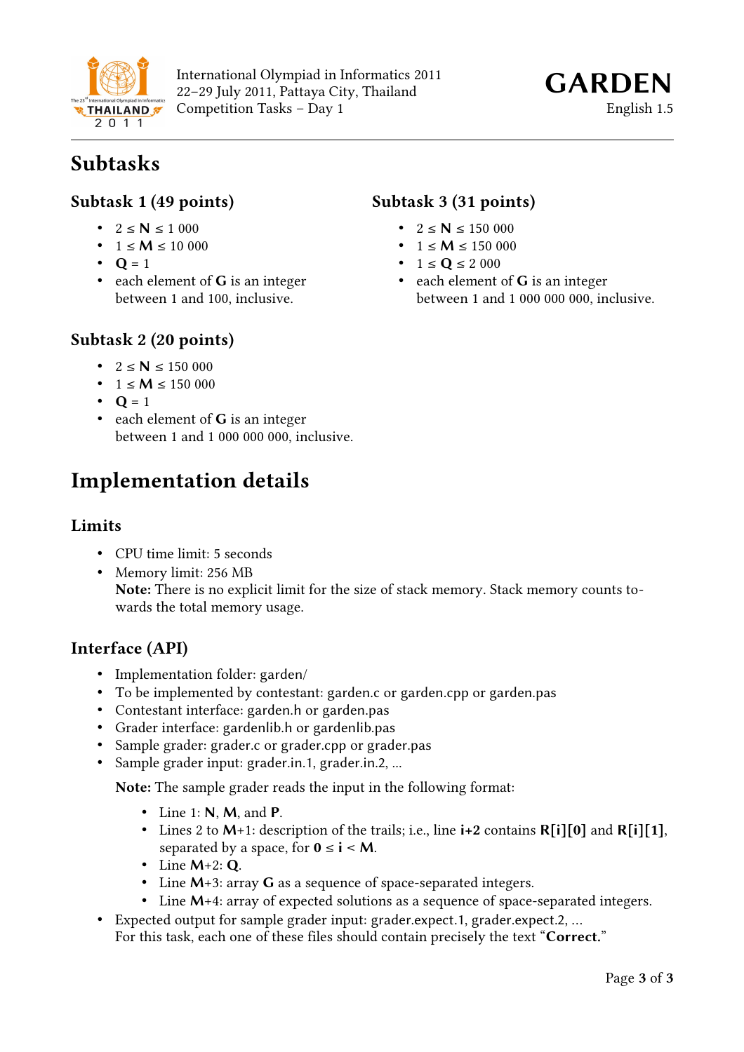## Subtasks

### Subtask 1 (49 points)

- 2 ≤ **N** ≤ 1 000
- 1 ≤ **M** ≤ 10 000
- **Q** = 1
- each element of **G** is an integer between 1 and 100, inclusive.

### Subtask 2 (20 points)

- 2 ≤ **N** ≤ 150 000
- 1 ≤ **M** ≤ 150 000
- **Q** = 1
- each element of **G** is an integer between 1 and 1 000 000 000, inclusive.

### Subtask 3 (31 points)

- 2 ≤ **N** ≤ 150 000
- 1 ≤ **M** ≤ 150 000
- 1 ≤ **Q** ≤ 2 000
- each element of **G** is an integer between 1 and 1 000 000 000, inclusive.

## Implementation details

### Limits

- CPU time limit: 5 seconds
- Memory limit: 256 MB
  **Note:** There is no explicit limit for the size of stack memory. Stack memory counts towards the total memory usage.

### Interface (API)

- Implementation folder: garden/
- To be implemented by contestant: garden.c or garden.cpp or garden.pas
- Contestant interface: garden.h or garden.pas
- Grader interface: gardenlib.h or gardenlib.pas
- Sample grader: grader.c or grader.cpp or grader.pas
- Sample grader input: grader.in.1, grader.in.2, ...

  **Note:** The sample grader reads the input in the following format:

  - Line 1: **N**, **M**, and **P**.
  - Lines 2 to **M**+1: description of the trails; i.e., line **i+2** contains **R[i][0]** and **R[i][1]**, separated by a space, for **0** ≤ **i** < **M**.
  - Line **M**+2: **Q**.
  - Line **M**+3: array **G** as a sequence of space-separated integers.
  - Line **M**+4: array of expected solutions as a sequence of space-separated integers.
- Expected output for sample grader input: grader.expect.1, grader.expect.2, ...
  For this task, each one of these files should contain precisely the text "**Correct.**"